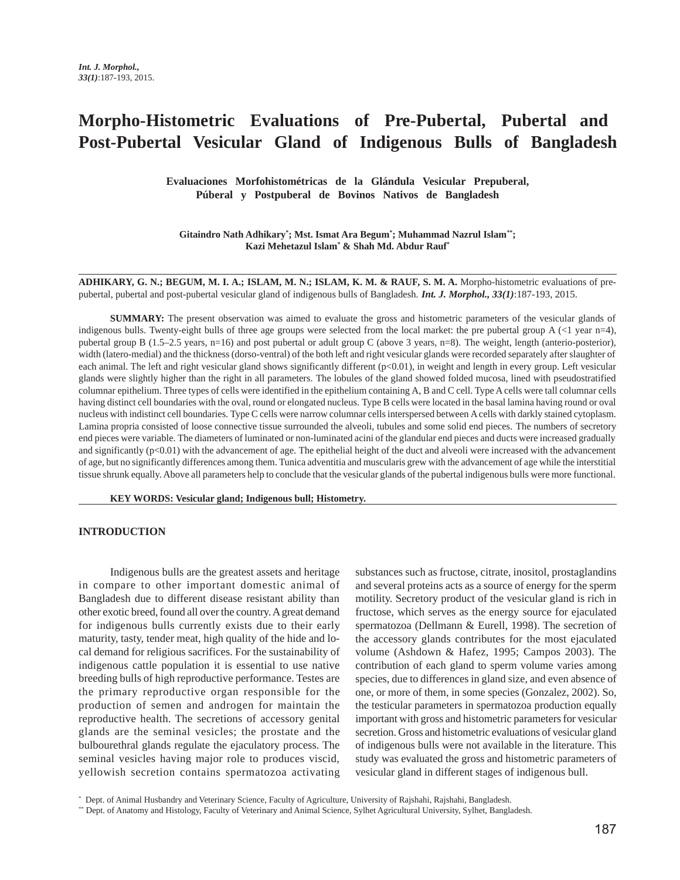# Morpho-Histometric Evaluations of Pre-Pubertal, Pubertal and Post-Pubertal Vesicular Gland of Indigenous Bulls of Bangladesh

**Evaluaciones Morfohistométricas de la Glándula Vesicular Prepuberal, Púberal y Postpuberal de Bovinos Nativos de Bangladesh**

**Gitaindro Nath Adhikary[*]; Mst. Ismat Ara Begum[*]; Muhammad Nazrul Islam[**]; Kazi Mehetazul Islam[*] & Shah Md. Abdur Rauf[*]**

**ADHIKARY, G. N.; BEGUM, M. I. A.; ISLAM, M. N.; ISLAM, K. M. & RAUF, S. M. A.** Morpho-histometric evaluations of pre-pubertal, pubertal and post-pubertal vesicular gland of indigenous bulls of Bangladesh. ***Int. J. Morphol., 33(1)***:187-193, 2015.

**SUMMARY:** The present observation was aimed to evaluate the gross and histometric parameters of the vesicular glands of indigenous bulls. Twenty-eight bulls of three age groups were selected from the local market: the pre pubertal group A (<1 year n=4), pubertal group B (1.5–2.5 years, n=16) and post pubertal or adult group C (above 3 years, n=8). The weight, length (anterio-posterior), width (latero-medial) and the thickness (dorso-ventral) of the both left and right vesicular glands were recorded separately after slaughter of each animal. The left and right vesicular gland shows significantly different ($p<0.01$), in weight and length in every group. Left vesicular glands were slightly higher than the right in all parameters. The lobules of the gland showed folded mucosa, lined with pseudostratified columnar epithelium. Three types of cells were identified in the epithelium containing A, B and C cell. Type A cells were tall columnar cells having distinct cell boundaries with the oval, round or elongated nucleus. Type B cells were located in the basal lamina having round or oval nucleus with indistinct cell boundaries. Type C cells were narrow columnar cells interspersed between A cells with darkly stained cytoplasm. Lamina propria consisted of loose connective tissue surrounded the alveoli, tubules and some solid end pieces. The numbers of secretory end pieces were variable. The diameters of luminated or non-luminated acini of the glandular end pieces and ducts were increased gradually and significantly ($p<0.01$) with the advancement of age. The epithelial height of the duct and alveoli were increased with the advancement of age, but no significantly differences among them. Tunica adventitia and muscularis grew with the advancement of age while the interstitial tissue shrunk equally. Above all parameters help to conclude that the vesicular glands of the pubertal indigenous bulls were more functional.

**KEY WORDS: Vesicular gland; Indigenous bull; Histometry.**

## INTRODUCTION

Indigenous bulls are the greatest assets and heritage in compare to other important domestic animal of Bangladesh due to different disease resistant ability than other exotic breed, found all over the country. A great demand for indigenous bulls currently exists due to their early maturity, tasty, tender meat, high quality of the hide and local demand for religious sacrifices. For the sustainability of indigenous cattle population it is essential to use native breeding bulls of high reproductive performance. Testes are the primary reproductive organ responsible for the production of semen and androgen for maintain the reproductive health. The secretions of accessory genital glands are the seminal vesicles; the prostate and the bulbourethral glands regulate the ejaculatory process. The seminal vesicles having major role to produces viscid, yellowish secretion contains spermatozoa activating substances such as fructose, citrate, inositol, prostaglandins and several proteins acts as a source of energy for the sperm motility. Secretory product of the vesicular gland is rich in fructose, which serves as the energy source for ejaculated spermatozoa (Dellmann & Eurell, 1998). The secretion of the accessory glands contributes for the most ejaculated volume (Ashdown & Hafez, 1995; Campos 2003). The contribution of each gland to sperm volume varies among species, due to differences in gland size, and even absence of one, or more of them, in some species (Gonzalez, 2002). So, the testicular parameters in spermatozoa production equally important with gross and histometric parameters for vesicular secretion. Gross and histometric evaluations of vesicular gland of indigenous bulls were not available in the literature. This study was evaluated the gross and histometric parameters of vesicular gland in different stages of indigenous bull.

[*] Dept. of Animal Husbandry and Veterinary Science, Faculty of Agriculture, University of Rajshahi, Rajshahi, Bangladesh.
[**] Dept. of Anatomy and Histology, Faculty of Veterinary and Animal Science, Sylhet Agricultural University, Sylhet, Bangladesh.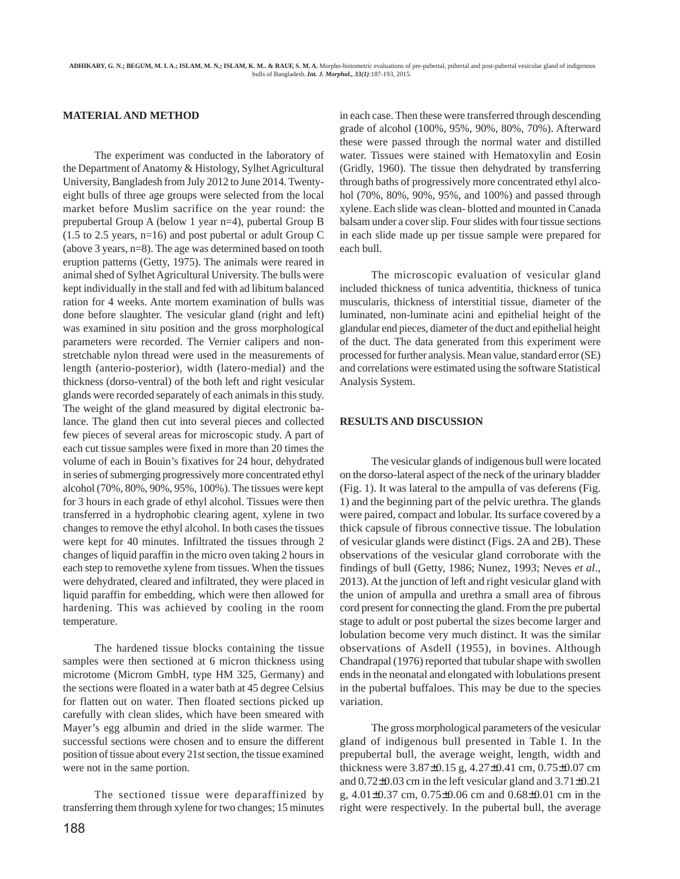## MATERIAL AND METHOD

The experiment was conducted in the laboratory of the Department of Anatomy & Histology, Sylhet Agricultural University, Bangladesh from July 2012 to June 2014. Twenty-eight bulls of three age groups were selected from the local market before Muslim sacrifice on the year round: the prepubertal Group A (below 1 year n=4), pubertal Group B (1.5 to 2.5 years, n=16) and post pubertal or adult Group C (above 3 years, n=8). The age was determined based on tooth eruption patterns (Getty, 1975). The animals were reared in animal shed of Sylhet Agricultural University. The bulls were kept individually in the stall and fed with ad libitum balanced ration for 4 weeks. Ante mortem examination of bulls was done before slaughter. The vesicular gland (right and left) was examined in situ position and the gross morphological parameters were recorded. The Vernier calipers and non-stretchable nylon thread were used in the measurements of length (anterio-posterior), width (latero-medial) and the thickness (dorso-ventral) of the both left and right vesicular glands were recorded separately of each animals in this study. The weight of the gland measured by digital electronic balance. The gland then cut into several pieces and collected few pieces of several areas for microscopic study. A part of each cut tissue samples were fixed in more than 20 times the volume of each in Bouin's fixatives for 24 hour, dehydrated in series of submerging progressively more concentrated ethyl alcohol (70%, 80%, 90%, 95%, 100%). The tissues were kept for 3 hours in each grade of ethyl alcohol. Tissues were then transferred in a hydrophobic clearing agent, xylene in two changes to remove the ethyl alcohol. In both cases the tissues were kept for 40 minutes. Infiltrated the tissues through 2 changes of liquid paraffin in the micro oven taking 2 hours in each step to removethe xylene from tissues. When the tissues were dehydrated, cleared and infiltrated, they were placed in liquid paraffin for embedding, which were then allowed for hardening. This was achieved by cooling in the room temperature.

The hardened tissue blocks containing the tissue samples were then sectioned at 6 micron thickness using microtome (Microm GmbH, type HM 325, Germany) and the sections were floated in a water bath at 45 degree Celsius for flatten out on water. Then floated sections picked up carefully with clean slides, which have been smeared with Mayer's egg albumin and dried in the slide warmer. The successful sections were chosen and to ensure the different position of tissue about every 21st section, the tissue examined were not in the same portion.

The sectioned tissue were deparaffinized by transferring them through xylene for two changes; 15 minutes in each case. Then these were transferred through descending grade of alcohol (100%, 95%, 90%, 80%, 70%). Afterward these were passed through the normal water and distilled water. Tissues were stained with Hematoxylin and Eosin (Gridly, 1960). The tissue then dehydrated by transferring through baths of progressively more concentrated ethyl alcohol (70%, 80%, 90%, 95%, and 100%) and passed through xylene. Each slide was clean- blotted and mounted in Canada balsam under a cover slip. Four slides with four tissue sections in each slide made up per tissue sample were prepared for each bull.

The microscopic evaluation of vesicular gland included thickness of tunica adventitia, thickness of tunica muscularis, thickness of interstitial tissue, diameter of the luminated, non-luminate acini and epithelial height of the glandular end pieces, diameter of the duct and epithelial height of the duct. The data generated from this experiment were processed for further analysis. Mean value, standard error (SE) and correlations were estimated using the software Statistical Analysis System.

## RESULTS AND DISCUSSION

The vesicular glands of indigenous bull were located on the dorso-lateral aspect of the neck of the urinary bladder (Fig. 1). It was lateral to the ampulla of vas deferens (Fig. 1) and the beginning part of the pelvic urethra. The glands were paired, compact and lobular. Its surface covered by a thick capsule of fibrous connective tissue. The lobulation of vesicular glands were distinct (Figs. 2A and 2B). These observations of the vesicular gland corroborate with the findings of bull (Getty, 1986; Nunez, 1993; Neves *et al*., 2013). At the junction of left and right vesicular gland with the union of ampulla and urethra a small area of fibrous cord present for connecting the gland. From the pre pubertal stage to adult or post pubertal the sizes become larger and lobulation become very much distinct. It was the similar observations of Asdell (1955), in bovines. Although Chandrapal (1976) reported that tubular shape with swollen ends in the neonatal and elongated with lobulations present in the pubertal buffaloes. This may be due to the species variation.

The gross morphological parameters of the vesicular gland of indigenous bull presented in Table I. In the prepubertal bull, the average weight, length, width and thickness were 3.87±0.15 g, 4.27±0.41 cm, 0.75±0.07 cm and 0.72±0.03 cm in the left vesicular gland and 3.71±0.21 g, 4.01±0.37 cm, 0.75±0.06 cm and 0.68±0.01 cm in the right were respectively. In the pubertal bull, the average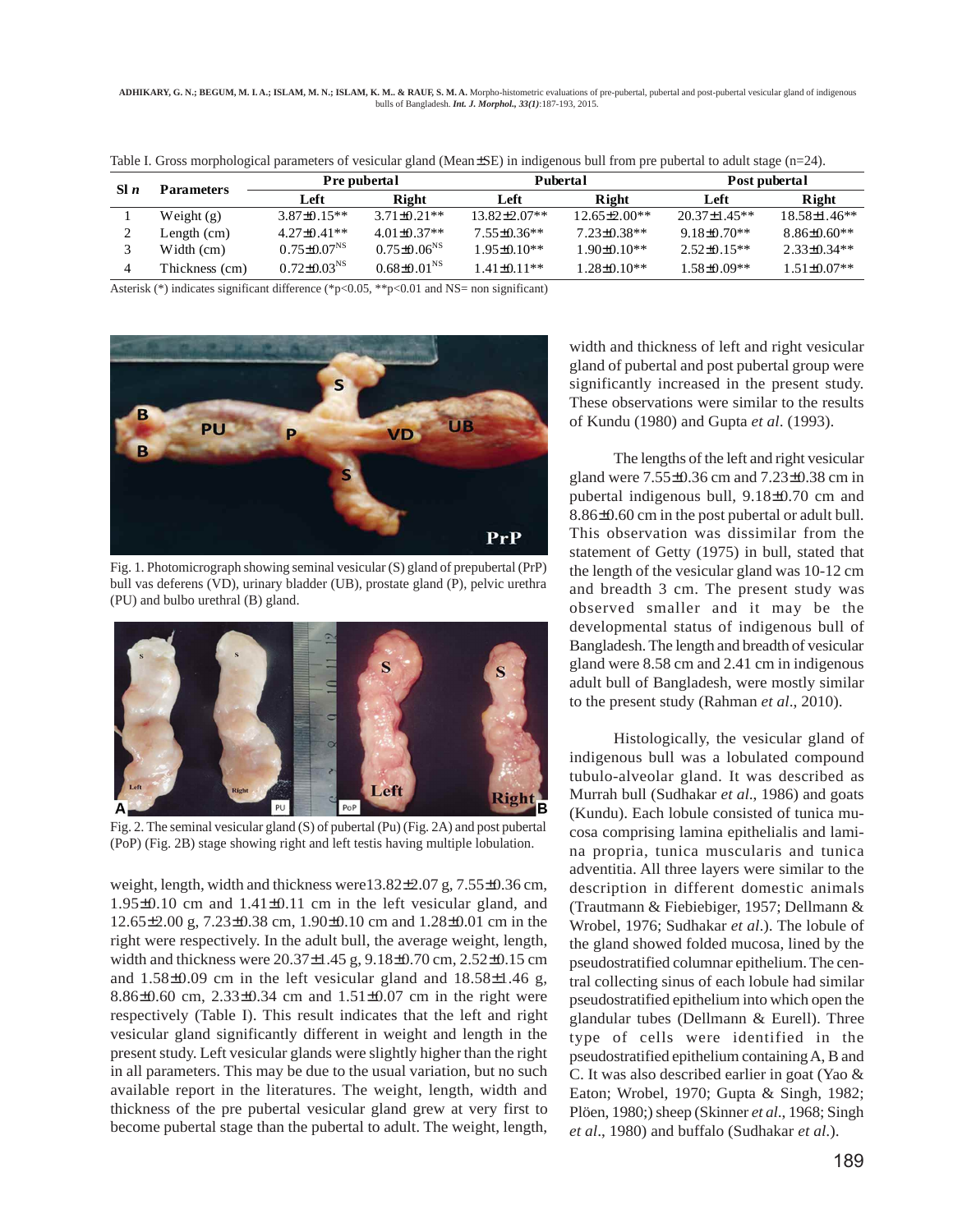Table I. Gross morphological parameters of vesicular gland (Mean±SE) in indigenous bull from pre pubertal to adult stage (n=24).

| Sl *n* | Parameters | Pre pubertal | | Pubertal | | Post pubertal | |
|---|---|---|---|---|---|---|---|
| | | Left | Right | Left | Right | Left | Right |
| 1 | Weight (g) | 3.87±0.15** | 3.71±0.21** | 13.82±2.07** | 12.65±2.00** | 20.37±1.45** | 18.58±1.46** |
| 2 | Length (cm) | 4.27±0.41** | 4.01±0.37** | 7.55±0.36** | 7.23±0.38** | 9.18±0.70** | 8.86±0.60** |
| 3 | Width (cm) | 0.75±0.07[NS] | 0.75±0.06[NS] | 1.95±0.10** | 1.90±0.10** | 2.52±0.15** | 2.33±0.34** |
| 4 | Thickness (cm) | 0.72±0.03[NS] | 0.68±0.01[NS] | 1.41±0.11** | 1.28±0.10** | 1.58±0.09** | 1.51±0.07** |

Asterisk (*) indicates significant difference (*p<0.05, **p<0.01 and NS= non significant)

Fig. 1. Photomicrograph showing seminal vesicular (S) gland of prepubertal (PrP) bull vas deferens (VD), urinary bladder (UB), prostate gland (P), pelvic urethra (PU) and bulbo urethral (B) gland.

Fig. 2. The seminal vesicular gland (S) of pubertal (Pu) (Fig. 2A) and post pubertal (PoP) (Fig. 2B) stage showing right and left testis having multiple lobulation.

weight, length, width and thickness were13.82±2.07 g, 7.55±0.36 cm, 1.95±0.10 cm and 1.41±0.11 cm in the left vesicular gland, and 12.65±2.00 g, 7.23±0.38 cm, 1.90±0.10 cm and 1.28±0.01 cm in the right were respectively. In the adult bull, the average weight, length, width and thickness were 20.37±1.45 g, 9.18±0.70 cm, 2.52±0.15 cm and 1.58±0.09 cm in the left vesicular gland and 18.58±1.46 g, 8.86±0.60 cm, 2.33±0.34 cm and 1.51±0.07 cm in the right were respectively (Table I). This result indicates that the left and right vesicular gland significantly different in weight and length in the present study. Left vesicular glands were slightly higher than the right in all parameters. This may be due to the usual variation, but no such available report in the literatures. The weight, length, width and thickness of the pre pubertal vesicular gland grew at very first to become pubertal stage than the pubertal to adult. The weight, length, width and thickness of left and right vesicular gland of pubertal and post pubertal group were significantly increased in the present study. These observations were similar to the results of Kundu (1980) and Gupta *et al*. (1993).

The lengths of the left and right vesicular gland were 7.55±0.36 cm and 7.23±0.38 cm in pubertal indigenous bull, 9.18±0.70 cm and 8.86±0.60 cm in the post pubertal or adult bull. This observation was dissimilar from the statement of Getty (1975) in bull, stated that the length of the vesicular gland was 10-12 cm and breadth 3 cm. The present study was observed smaller and it may be the developmental status of indigenous bull of Bangladesh. The length and breadth of vesicular gland were 8.58 cm and 2.41 cm in indigenous adult bull of Bangladesh, were mostly similar to the present study (Rahman *et al*., 2010).

Histologically, the vesicular gland of indigenous bull was a lobulated compound tubulo-alveolar gland. It was described as Murrah bull (Sudhakar *et al*., 1986) and goats (Kundu). Each lobule consisted of tunica mucosa comprising lamina epithelialis and lamina propria, tunica muscularis and tunica adventitia. All three layers were similar to the description in different domestic animals (Trautmann & Fiebiebiger, 1957; Dellmann & Wrobel, 1976; Sudhakar *et al*.). The lobule of the gland showed folded mucosa, lined by the pseudostratified columnar epithelium. The central collecting sinus of each lobule had similar pseudostratified epithelium into which open the glandular tubes (Dellmann & Eurell). Three type of cells were identified in the pseudostratified epithelium containing A, B and C. It was also described earlier in goat (Yao & Eaton; Wrobel, 1970; Gupta & Singh, 1982; Plöen, 1980;) sheep (Skinner *et al*., 1968; Singh *et al*., 1980) and buffalo (Sudhakar *et al*.).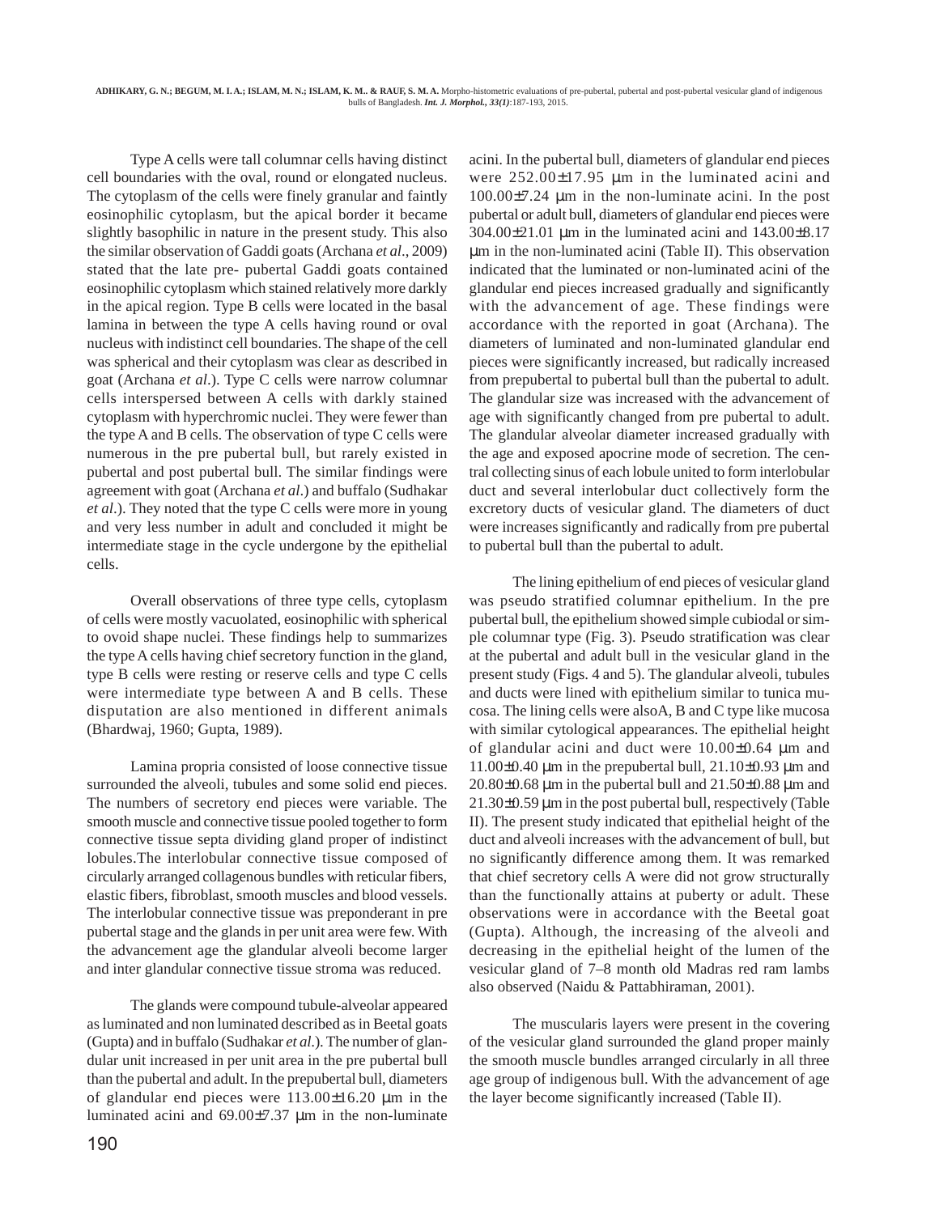Type A cells were tall columnar cells having distinct cell boundaries with the oval, round or elongated nucleus. The cytoplasm of the cells were finely granular and faintly eosinophilic cytoplasm, but the apical border it became slightly basophilic in nature in the present study. This also the similar observation of Gaddi goats (Archana *et al*., 2009) stated that the late pre- pubertal Gaddi goats contained eosinophilic cytoplasm which stained relatively more darkly in the apical region. Type B cells were located in the basal lamina in between the type A cells having round or oval nucleus with indistinct cell boundaries. The shape of the cell was spherical and their cytoplasm was clear as described in goat (Archana *et al*.). Type C cells were narrow columnar cells interspersed between A cells with darkly stained cytoplasm with hyperchromic nuclei. They were fewer than the type A and B cells. The observation of type C cells were numerous in the pre pubertal bull, but rarely existed in pubertal and post pubertal bull. The similar findings were agreement with goat (Archana *et al*.) and buffalo (Sudhakar *et al*.). They noted that the type C cells were more in young and very less number in adult and concluded it might be intermediate stage in the cycle undergone by the epithelial cells.

Overall observations of three type cells, cytoplasm of cells were mostly vacuolated, eosinophilic with spherical to ovoid shape nuclei. These findings help to summarizes the type A cells having chief secretory function in the gland, type B cells were resting or reserve cells and type C cells were intermediate type between A and B cells. These disputation are also mentioned in different animals (Bhardwaj, 1960; Gupta, 1989).

Lamina propria consisted of loose connective tissue surrounded the alveoli, tubules and some solid end pieces. The numbers of secretory end pieces were variable. The smooth muscle and connective tissue pooled together to form connective tissue septa dividing gland proper of indistinct lobules.The interlobular connective tissue composed of circularly arranged collagenous bundles with reticular fibers, elastic fibers, fibroblast, smooth muscles and blood vessels. The interlobular connective tissue was preponderant in pre pubertal stage and the glands in per unit area were few. With the advancement age the glandular alveoli become larger and inter glandular connective tissue stroma was reduced.

The glands were compound tubule-alveolar appeared as luminated and non luminated described as in Beetal goats (Gupta) and in buffalo (Sudhakar *et al*.). The number of glandular unit increased in per unit area in the pre pubertal bull than the pubertal and adult. In the prepubertal bull, diameters of glandular end pieces were 113.00±16.20 µm in the luminated acini and 69.00±7.37 µm in the non-luminate acini. In the pubertal bull, diameters of glandular end pieces were 252.00±17.95 µm in the luminated acini and 100.00±7.24 µm in the non-luminate acini. In the post pubertal or adult bull, diameters of glandular end pieces were 304.00±21.01 µm in the luminated acini and 143.00±8.17 µm in the non-luminated acini (Table II). This observation indicated that the luminated or non-luminated acini of the glandular end pieces increased gradually and significantly with the advancement of age. These findings were accordance with the reported in goat (Archana). The diameters of luminated and non-luminated glandular end pieces were significantly increased, but radically increased from prepubertal to pubertal bull than the pubertal to adult. The glandular size was increased with the advancement of age with significantly changed from pre pubertal to adult. The glandular alveolar diameter increased gradually with the age and exposed apocrine mode of secretion. The central collecting sinus of each lobule united to form interlobular duct and several interlobular duct collectively form the excretory ducts of vesicular gland. The diameters of duct were increases significantly and radically from pre pubertal to pubertal bull than the pubertal to adult.

The lining epithelium of end pieces of vesicular gland was pseudo stratified columnar epithelium. In the pre pubertal bull, the epithelium showed simple cubiodal or simple columnar type (Fig. 3). Pseudo stratification was clear at the pubertal and adult bull in the vesicular gland in the present study (Figs. 4 and 5). The glandular alveoli, tubules and ducts were lined with epithelium similar to tunica mucosa. The lining cells were alsoA, B and C type like mucosa with similar cytological appearances. The epithelial height of glandular acini and duct were 10.00±0.64 µm and 11.00±0.40 µm in the prepubertal bull, 21.10±0.93 µm and 20.80±0.68 µm in the pubertal bull and 21.50±0.88 µm and 21.30±0.59 µm in the post pubertal bull, respectively (Table II). The present study indicated that epithelial height of the duct and alveoli increases with the advancement of bull, but no significantly difference among them. It was remarked that chief secretory cells A were did not grow structurally than the functionally attains at puberty or adult. These observations were in accordance with the Beetal goat (Gupta). Although, the increasing of the alveoli and decreasing in the epithelial height of the lumen of the vesicular gland of 7–8 month old Madras red ram lambs also observed (Naidu & Pattabhiraman, 2001).

The muscularis layers were present in the covering of the vesicular gland surrounded the gland proper mainly the smooth muscle bundles arranged circularly in all three age group of indigenous bull. With the advancement of age the layer become significantly increased (Table II).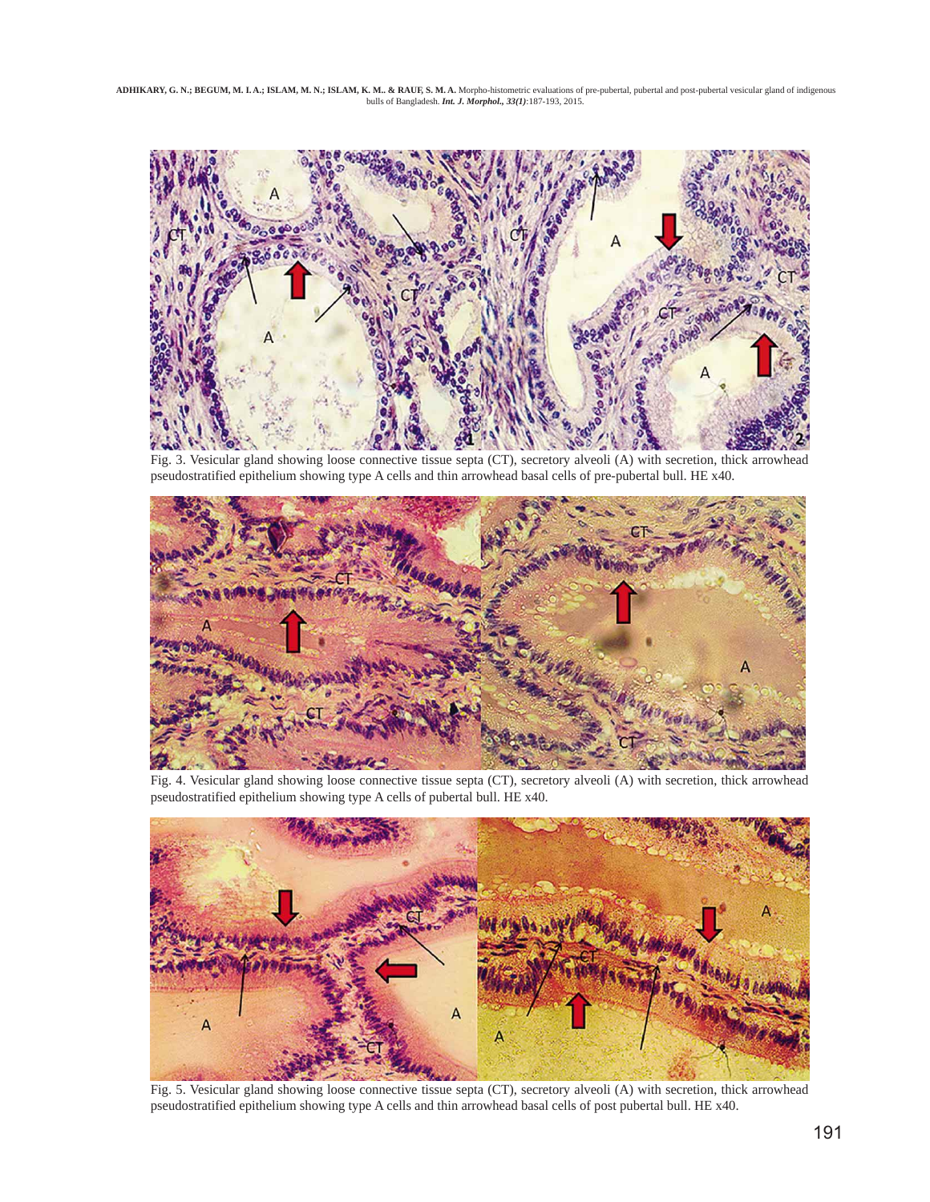Fig. 3. Vesicular gland showing loose connective tissue septa (CT), secretory alveoli (A) with secretion, thick arrowhead pseudostratified epithelium showing type A cells and thin arrowhead basal cells of pre-pubertal bull. HE x40.

Fig. 4. Vesicular gland showing loose connective tissue septa (CT), secretory alveoli (A) with secretion, thick arrowhead pseudostratified epithelium showing type A cells of pubertal bull. HE x40.

Fig. 5. Vesicular gland showing loose connective tissue septa (CT), secretory alveoli (A) with secretion, thick arrowhead pseudostratified epithelium showing type A cells and thin arrowhead basal cells of post pubertal bull. HE x40.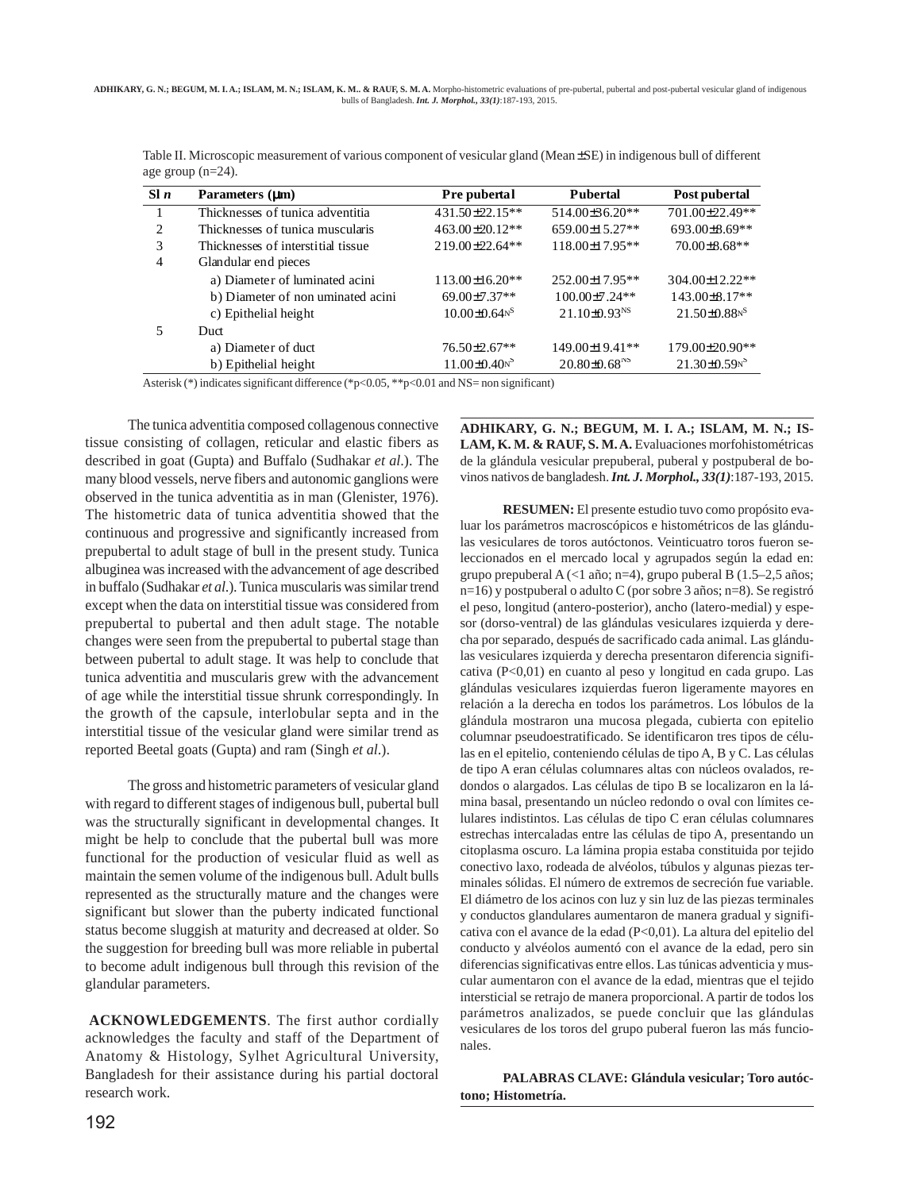Table II. Microscopic measurement of various component of vesicular gland (Mean ±SE) in indigenous bull of different age group (n=24).

| Sl *n* | Parameters (μm) | Pre pubertal | Pubertal | Post pubertal |
|---|---|---|---|---|
| 1 | Thicknesses of tunica adventitia | 431.50±22.15** | 514.00±36.20** | 701.00±22.49** |
| 2 | Thicknesses of tunica muscularis | 463.00±20.12** | 659.00±15.27** | 693.00±8.69** |
| 3 | Thicknesses of interstitial tissue | 219.00±22.64** | 118.00±17.95** | 70.00±8.68** |
| 4 | Glandular end pieces | | | |
| | a) Diameter of luminated acini | 113.00±16.20** | 252.00±17.95** | 304.00±12.22** |
| | b) Diameter of non uminated acini | 69.00±7.37** | 100.00±7.24** | 143.00±8.17** |
| | c) Epithelial height | 10.00±0.64[NS] | 21.10±0.93[NS] | 21.50±0.88[NS] |
| 5 | Duct | | | |
| | a) Diameter of duct | 76.50±2.67** | 149.00±19.41** | 179.00±20.90** |
| | b) Epithelial height | 11.00±0.40[NS] | 20.80±0.68[NS] | 21.30±0.59[NS] |

Asterisk (*) indicates significant difference (*p<0.05, **p<0.01 and NS= non significant)

The tunica adventitia composed collagenous connective tissue consisting of collagen, reticular and elastic fibers as described in goat (Gupta) and Buffalo (Sudhakar *et al*.). The many blood vessels, nerve fibers and autonomic ganglions were observed in the tunica adventitia as in man (Glenister, 1976). The histometric data of tunica adventitia showed that the continuous and progressive and significantly increased from prepubertal to adult stage of bull in the present study. Tunica albuginea was increased with the advancement of age described in buffalo (Sudhakar *et al*.). Tunica muscularis was similar trend except when the data on interstitial tissue was considered from prepubertal to pubertal and then adult stage. The notable changes were seen from the prepubertal to pubertal stage than between pubertal to adult stage. It was help to conclude that tunica adventitia and muscularis grew with the advancement of age while the interstitial tissue shrunk correspondingly. In the growth of the capsule, interlobular septa and in the interstitial tissue of the vesicular gland were similar trend as reported Beetal goats (Gupta) and ram (Singh *et al*.).

The gross and histometric parameters of vesicular gland with regard to different stages of indigenous bull, pubertal bull was the structurally significant in developmental changes. It might be help to conclude that the pubertal bull was more functional for the production of vesicular fluid as well as maintain the semen volume of the indigenous bull. Adult bulls represented as the structurally mature and the changes were significant but slower than the puberty indicated functional status become sluggish at maturity and decreased at older. So the suggestion for breeding bull was more reliable in pubertal to become adult indigenous bull through this revision of the glandular parameters.

**ACKNOWLEDGEMENTS**. The first author cordially acknowledges the faculty and staff of the Department of Anatomy & Histology, Sylhet Agricultural University, Bangladesh for their assistance during his partial doctoral research work.

**ADHIKARY, G. N.; BEGUM, M. I. A.; ISLAM, M. N.; ISLAM, K. M. & RAUF, S. M. A.** Evaluaciones morfohistométricas de la glándula vesicular prepuberal, puberal y postpuberal de bovinos nativos de bangladesh. ***Int. J. Morphol., 33(1)***:187-193, 2015.

**RESUMEN:** El presente estudio tuvo como propósito evaluar los parámetros macroscópicos e histométricos de las glándulas vesiculares de toros autóctonos. Veinticuatro toros fueron seleccionados en el mercado local y agrupados según la edad en: grupo prepuberal A (<1 año; n=4), grupo puberal B (1.5–2,5 años; n=16) y postpuberal o adulto C (por sobre 3 años; n=8). Se registró el peso, longitud (antero-posterior), ancho (latero-medial) y espesor (dorso-ventral) de las glándulas vesiculares izquierda y derecha por separado, después de sacrificado cada animal. Las glándulas vesiculares izquierda y derecha presentaron diferencia significativa (P<0,01) en cuanto al peso y longitud en cada grupo. Las glándulas vesiculares izquierdas fueron ligeramente mayores en relación a la derecha en todos los parámetros. Los lóbulos de la glándula mostraron una mucosa plegada, cubierta con epitelio columnar pseudoestratificado. Se identificaron tres tipos de células en el epitelio, conteniendo células de tipo A, B y C. Las células de tipo A eran células columnares altas con núcleos ovalados, redondos o alargados. Las células de tipo B se localizaron en la lámina basal, presentando un núcleo redondo o oval con límites celulares indistintos. Las células de tipo C eran células columnares estrechas intercaladas entre las células de tipo A, presentando un citoplasma oscuro. La lámina propia estaba constituida por tejido conectivo laxo, rodeada de alvéolos, túbulos y algunas piezas terminales sólidas. El número de extremos de secreción fue variable. El diámetro de los acinos con luz y sin luz de las piezas terminales y conductos glandulares aumentaron de manera gradual y significativa con el avance de la edad (P<0,01). La altura del epitelio del conducto y alvéolos aumentó con el avance de la edad, pero sin diferencias significativas entre ellos. Las túnicas adventicia y muscular aumentaron con el avance de la edad, mientras que el tejido intersticial se retrajo de manera proporcional. A partir de todos los parámetros analizados, se puede concluir que las glándulas vesiculares de los toros del grupo puberal fueron las más funcionales.

**PALABRAS CLAVE: Glándula vesicular; Toro autóctono; Histometría.**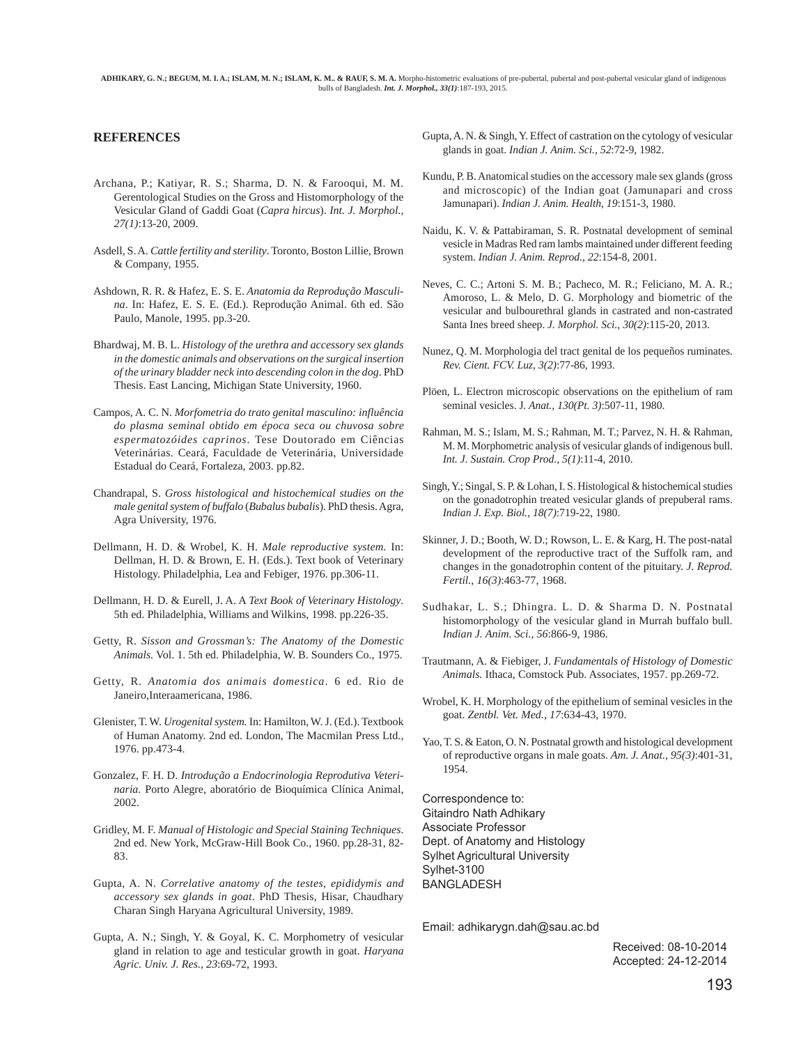## REFERENCES

Archana, P.; Katiyar, R. S.; Sharma, D. N. & Farooqui, M. M. Gerentological Studies on the Gross and Histomorphology of the Vesicular Gland of Gaddi Goat (*Capra hircus*). *Int. J. Morphol., 27(1)*:13-20, 2009.

Asdell, S. A. *Cattle fertility and sterility*. Toronto, Boston Lillie, Brown & Company, 1955.

Ashdown, R. R. & Hafez, E. S. E. *Anatomia da Reprodução Masculina*. In: Hafez, E. S. E. (Ed.). Reprodução Animal. 6th ed. São Paulo, Manole, 1995. pp.3-20.

Bhardwaj, M. B. L. *Histology of the urethra and accessory sex glands in the domestic animals and observations on the surgical insertion of the urinary bladder neck into descending colon in the dog*. PhD Thesis. East Lancing, Michigan State University, 1960.

Campos, A. C. N. *Morfometria do trato genital masculino: influência do plasma seminal obtido em época seca ou chuvosa sobre espermatozóides caprinos*. Tese Doutorado em Ciências Veterinárias. Ceará, Faculdade de Veterinária, Universidade Estadual do Ceará, Fortaleza, 2003. pp.82.

Chandrapal, S. *Gross histological and histochemical studies on the male genital system of buffalo* (*Bubalus bubalis*). PhD thesis. Agra, Agra University, 1976.

Dellmann, H. D. & Wrobel, K. H. *Male reproductive system.* In: Dellman, H. D. & Brown, E. H. (Eds.). Text book of Veterinary Histology. Philadelphia, Lea and Febiger, 1976. pp.306-11.

Dellmann, H. D. & Eurell, J. A. A *Text Book of Veterinary Histology*. 5th ed. Philadelphia, Williams and Wilkins, 1998. pp.226-35.

Getty, R. *Sisson and Grossman's: The Anatomy of the Domestic Animals.* Vol. 1. 5th ed. Philadelphia, W. B. Sounders Co., 1975.

Getty, R. *Anatomia dos animais domestica*. 6 ed. Rio de Janeiro,Interaamericana, 1986.

Glenister, T. W. *Urogenital system.* In: Hamilton, W. J. (Ed.). Textbook of Human Anatomy. 2nd ed. London, The Macmilan Press Ltd., 1976. pp.473-4.

Gonzalez, F. H. D. *Introdução a Endocrinologia Reprodutiva Veterinaria.* Porto Alegre, aboratório de Bioquímica Clínica Animal, 2002.

Gridley, M. F. *Manual of Histologic and Special Staining Techniques*. 2nd ed. New York, McGraw-Hill Book Co., 1960. pp.28-31, 82-83.

Gupta, A. N. *Correlative anatomy of the testes, epididymis and accessory sex glands in goat*. PhD Thesis, Hisar, Chaudhary Charan Singh Haryana Agricultural University, 1989.

Gupta, A. N.; Singh, Y. & Goyal, K. C. Morphometry of vesicular gland in relation to age and testicular growth in goat. *Haryana Agric. Univ. J. Res., 23*:69-72, 1993.

Gupta, A. N. & Singh, Y. Effect of castration on the cytology of vesicular glands in goat. *Indian J. Anim. Sci., 52*:72-9, 1982.

Kundu, P. B. Anatomical studies on the accessory male sex glands (gross and microscopic) of the Indian goat (Jamunapari and cross Jamunapari). *Indian J. Anim. Health, 19*:151-3, 1980.

Naidu, K. V. & Pattabiraman, S. R. Postnatal development of seminal vesicle in Madras Red ram lambs maintained under different feeding system. *Indian J. Anim. Reprod., 22*:154-8, 2001.

Neves, C. C.; Artoni S. M. B.; Pacheco, M. R.; Feliciano, M. A. R.; Amoroso, L. & Melo, D. G. Morphology and biometric of the vesicular and bulbourethral glands in castrated and non-castrated Santa Ines breed sheep. *J. Morphol. Sci., 30(2)*:115-20, 2013.

Nunez, Q. M. Morphologia del tract genital de los pequeños ruminates. *Rev. Cient. FCV. Luz, 3(2)*:77-86, 1993.

Plöen, L. Electron microscopic observations on the epithelium of ram seminal vesicles. J. *Anat., 130(Pt. 3)*:507-11, 1980.

Rahman, M. S.; Islam, M. S.; Rahman, M. T.; Parvez, N. H. & Rahman, M. M. Morphometric analysis of vesicular glands of indigenous bull. *Int. J. Sustain. Crop Prod., 5(1)*:11-4, 2010.

Singh, Y.; Singal, S. P. & Lohan, I. S. Histological & histochemical studies on the gonadotrophin treated vesicular glands of prepuberal rams. *Indian J. Exp. Biol., 18(7)*:719-22, 1980.

Skinner, J. D.; Booth, W. D.; Rowson, L. E. & Karg, H. The post-natal development of the reproductive tract of the Suffolk ram, and changes in the gonadotrophin content of the pituitary. *J. Reprod. Fertil., 16(3)*:463-77, 1968.

Sudhakar, L. S.; Dhingra. L. D. & Sharma D. N. Postnatal histomorphology of the vesicular gland in Murrah buffalo bull. *Indian J. Anim. Sci., 56*:866-9, 1986.

Trautmann, A. & Fiebiger, J. *Fundamentals of Histology of Domestic Animals.* Ithaca, Comstock Pub. Associates, 1957. pp.269-72.

Wrobel, K. H. Morphology of the epithelium of seminal vesicles in the goat. *Zentbl. Vet. Med., 17*:634-43, 1970.

Yao, T. S. & Eaton, O. N. Postnatal growth and histological development of reproductive organs in male goats. *Am. J. Anat., 95(3)*:401-31, 1954.

Correspondence to:
Gitaindro Nath Adhikary
Associate Professor
Dept. of Anatomy and Histology
Sylhet Agricultural University
Sylhet-3100
BANGLADESH

Email: adhikarygn.dah@sau.ac.bd

Received: 08-10-2014
Accepted: 24-12-2014